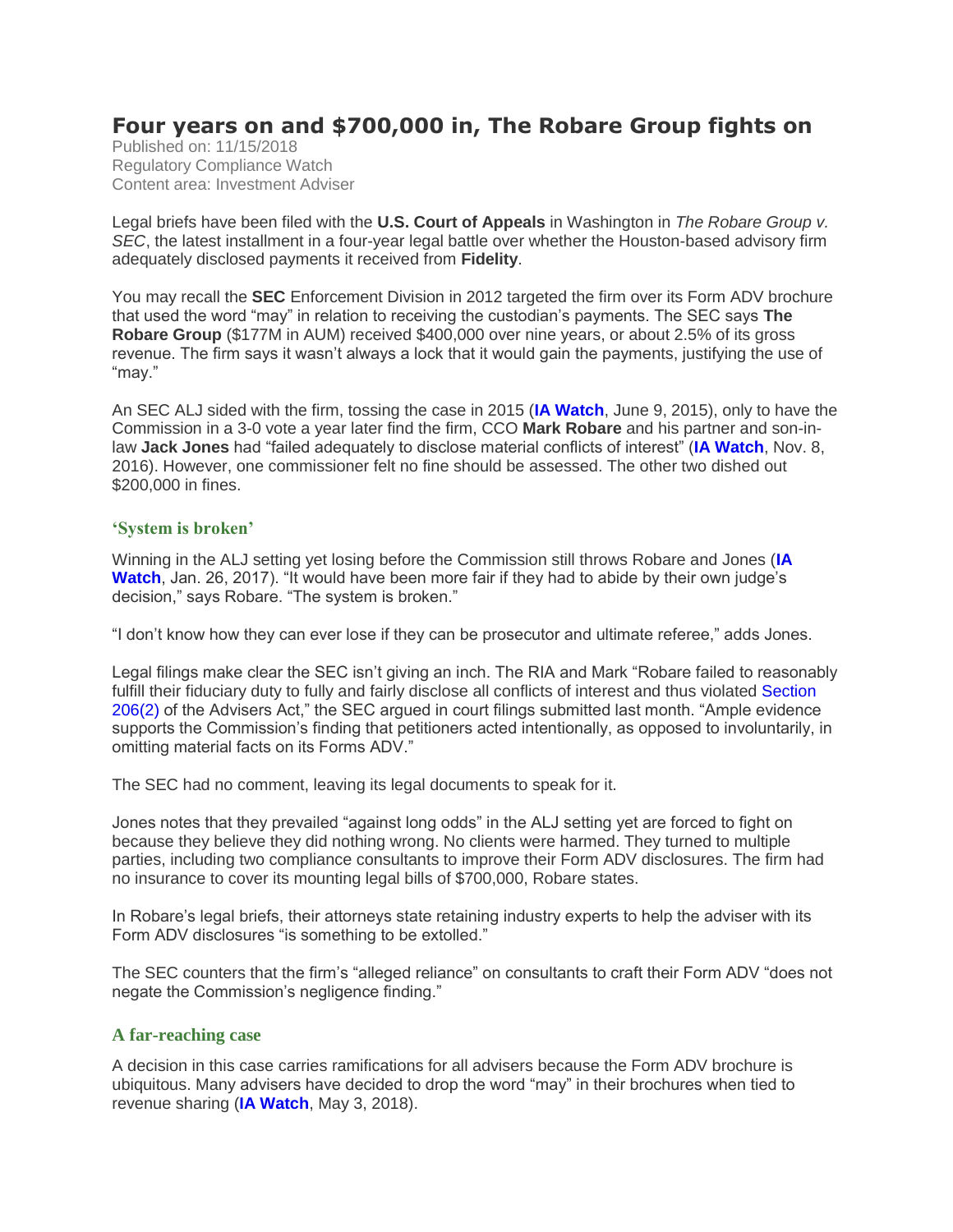# Four years on and $700,000 in, The Robare Group fights on

Published on: 11/15/2018
Regulatory Compliance Watch
Content area: Investment Adviser

Legal briefs have been filed with the **U.S. Court of Appeals** in Washington in *The Robare Group v. SEC*, the latest installment in a four-year legal battle over whether the Houston-based advisory firm adequately disclosed payments it received from **Fidelity**.

You may recall the **SEC** Enforcement Division in 2012 targeted the firm over its Form ADV brochure that used the word "may" in relation to receiving the custodian's payments. The SEC says **The Robare Group** ($177M in AUM) received $400,000 over nine years, or about 2.5% of its gross revenue. The firm says it wasn't always a lock that it would gain the payments, justifying the use of "may."

An SEC ALJ sided with the firm, tossing the case in 2015 (**IA Watch**, June 9, 2015), only to have the Commission in a 3-0 vote a year later find the firm, CCO **Mark Robare** and his partner and son-in-law **Jack Jones** had "failed adequately to disclose material conflicts of interest" (**IA Watch**, Nov. 8, 2016). However, one commissioner felt no fine should be assessed. The other two dished out $200,000 in fines.

## 'System is broken'

Winning in the ALJ setting yet losing before the Commission still throws Robare and Jones (**IA Watch**, Jan. 26, 2017). "It would have been more fair if they had to abide by their own judge's decision," says Robare. "The system is broken."

"I don't know how they can ever lose if they can be prosecutor and ultimate referee," adds Jones.

Legal filings make clear the SEC isn't giving an inch. The RIA and Mark "Robare failed to reasonably fulfill their fiduciary duty to fully and fairly disclose all conflicts of interest and thus violated Section 206(2) of the Advisers Act," the SEC argued in court filings submitted last month. "Ample evidence supports the Commission's finding that petitioners acted intentionally, as opposed to involuntarily, in omitting material facts on its Forms ADV."

The SEC had no comment, leaving its legal documents to speak for it.

Jones notes that they prevailed "against long odds" in the ALJ setting yet are forced to fight on because they believe they did nothing wrong. No clients were harmed. They turned to multiple parties, including two compliance consultants to improve their Form ADV disclosures. The firm had no insurance to cover its mounting legal bills of $700,000, Robare states.

In Robare's legal briefs, their attorneys state retaining industry experts to help the adviser with its Form ADV disclosures "is something to be extolled."

The SEC counters that the firm's "alleged reliance" on consultants to craft their Form ADV "does not negate the Commission's negligence finding."

## A far-reaching case

A decision in this case carries ramifications for all advisers because the Form ADV brochure is ubiquitous. Many advisers have decided to drop the word "may" in their brochures when tied to revenue sharing (**IA Watch**, May 3, 2018).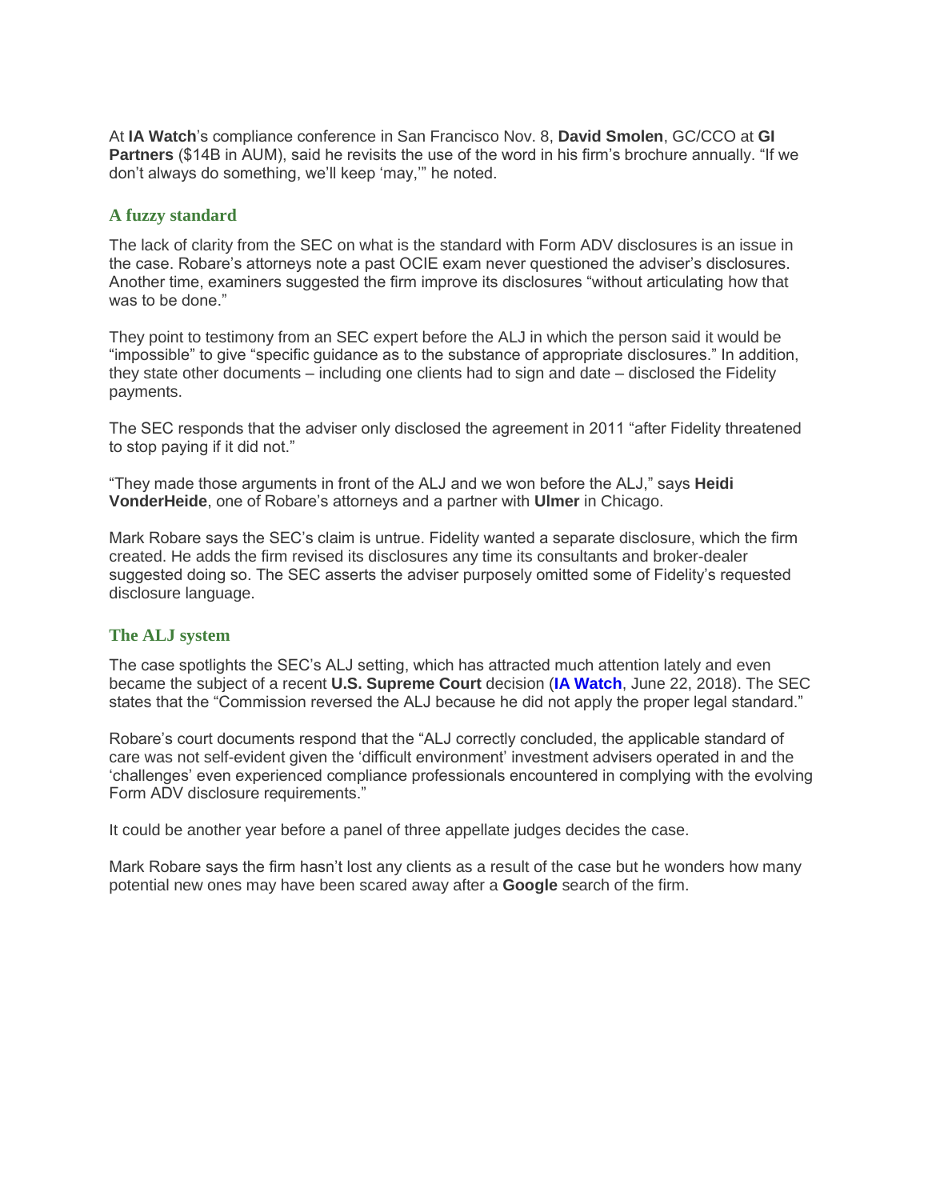At **IA Watch**'s compliance conference in San Francisco Nov. 8, **David Smolen**, GC/CCO at **GI Partners** ($14B in AUM), said he revisits the use of the word in his firm's brochure annually. "If we don't always do something, we'll keep 'may,'" he noted.

### A fuzzy standard

The lack of clarity from the SEC on what is the standard with Form ADV disclosures is an issue in the case. Robare's attorneys note a past OCIE exam never questioned the adviser's disclosures. Another time, examiners suggested the firm improve its disclosures "without articulating how that was to be done."

They point to testimony from an SEC expert before the ALJ in which the person said it would be "impossible" to give "specific guidance as to the substance of appropriate disclosures." In addition, they state other documents – including one clients had to sign and date – disclosed the Fidelity payments.

The SEC responds that the adviser only disclosed the agreement in 2011 "after Fidelity threatened to stop paying if it did not."

"They made those arguments in front of the ALJ and we won before the ALJ," says **Heidi VonderHeide**, one of Robare's attorneys and a partner with **Ulmer** in Chicago.

Mark Robare says the SEC's claim is untrue. Fidelity wanted a separate disclosure, which the firm created. He adds the firm revised its disclosures any time its consultants and broker-dealer suggested doing so. The SEC asserts the adviser purposely omitted some of Fidelity's requested disclosure language.

### The ALJ system

The case spotlights the SEC's ALJ setting, which has attracted much attention lately and even became the subject of a recent **U.S. Supreme Court** decision (**IA Watch**, June 22, 2018). The SEC states that the "Commission reversed the ALJ because he did not apply the proper legal standard."

Robare's court documents respond that the "ALJ correctly concluded, the applicable standard of care was not self-evident given the 'difficult environment' investment advisers operated in and the 'challenges' even experienced compliance professionals encountered in complying with the evolving Form ADV disclosure requirements."

It could be another year before a panel of three appellate judges decides the case.

Mark Robare says the firm hasn't lost any clients as a result of the case but he wonders how many potential new ones may have been scared away after a **Google** search of the firm.